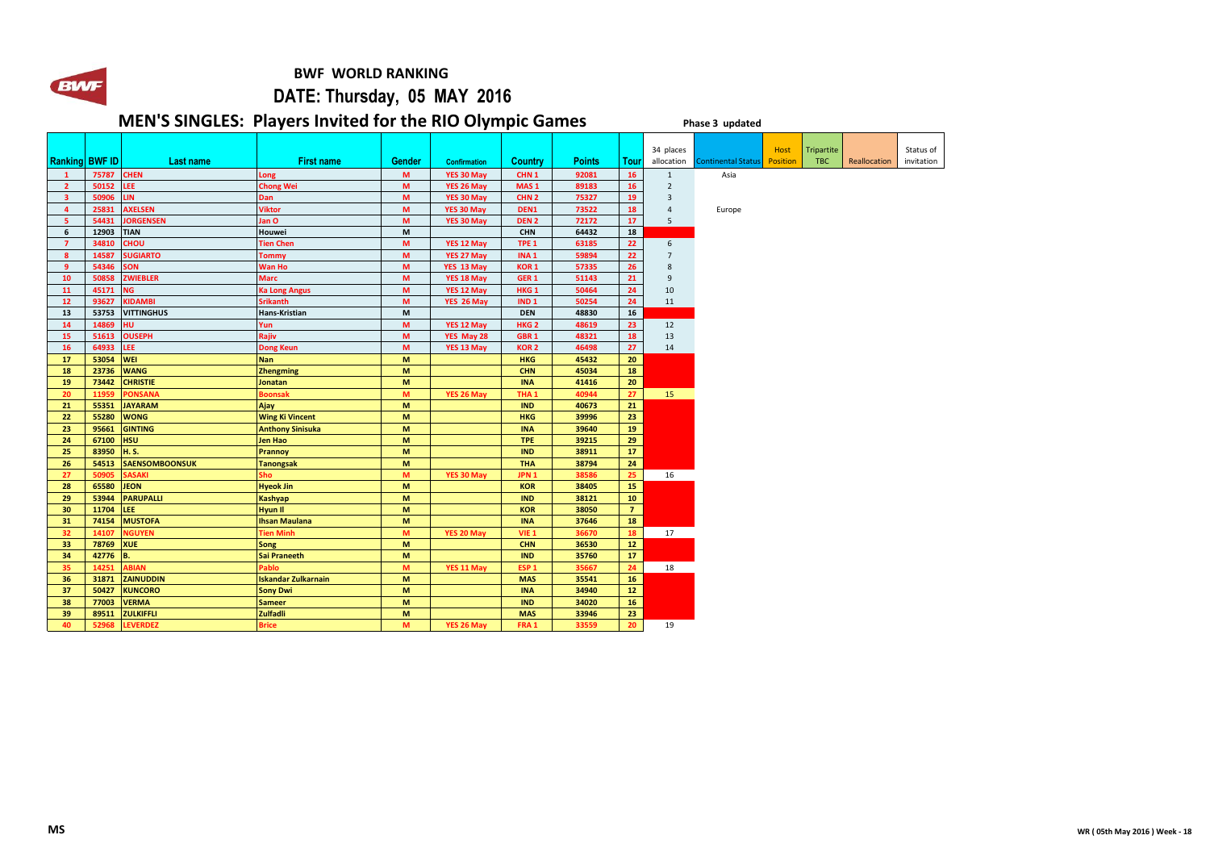# BWF WORLD RANKING

## DATE: Thursday, 05 MAY 2016

## MEN'S SINGLES: Players Invited for the RIO Olympic Games

**Phase 3 updated**

| Ranking | BWF ID | Last name | First name | Gender | Confirmation | Country | Points | Tour | 34 places allocation | Continental Status | Host Position | Tripartite TBC | Reallocation | Status of invitation |
|---|---|---|---|---|---|---|---|---|---|---|---|---|---|---|
| 1 | 75787 | CHEN | Long | M | YES 30 May | CHN 1 | 92081 | 16 | 1 | Asia | | | | |
| 2 | 50152 | LEE | Chong Wei | M | YES 26 May | MAS 1 | 89183 | 16 | 2 | | | | | |
| 3 | 50906 | LIN | Dan | M | YES 30 May | CHN 2 | 75327 | 19 | 3 | | | | | |
| 4 | 25831 | AXELSEN | Viktor | M | YES 30 May | DEN1 | 73522 | 18 | 4 | Europe | | | | |
| 5 | 54431 | JORGENSEN | Jan O | M | YES 30 May | DEN 2 | 72172 | 17 | 5 | | | | | |
| 6 | 12903 | TIAN | Houwei | M | | CHN | 64432 | 18 | | | | | | |
| 7 | 34810 | CHOU | Tien Chen | M | YES 12 May | TPE 1 | 63185 | 22 | 6 | | | | | |
| 8 | 14587 | SUGIARTO | Tommy | M | YES 27 May | INA 1 | 59894 | 22 | 7 | | | | | |
| 9 | 54346 | SON | Wan Ho | M | YES 13 May | KOR 1 | 57335 | 26 | 8 | | | | | |
| 10 | 50858 | ZWIEBLER | Marc | M | YES 18 May | GER 1 | 51143 | 21 | 9 | | | | | |
| 11 | 45171 | NG | Ka Long Angus | M | YES 12 May | HKG 1 | 50464 | 24 | 10 | | | | | |
| 12 | 93627 | KIDAMBI | Srikanth | M | YES 26 May | IND 1 | 50254 | 24 | 11 | | | | | |
| 13 | 53753 | VITTINGHUS | Hans-Kristian | M | | DEN | 48830 | 16 | | | | | | |
| 14 | 14869 | HU | Yun | M | YES 12 May | HKG 2 | 48619 | 23 | 12 | | | | | |
| 15 | 51613 | OUSEPH | Rajiv | M | YES May 28 | GBR 1 | 48321 | 18 | 13 | | | | | |
| 16 | 64933 | LEE | Dong Keun | M | YES 13 May | KOR 2 | 46498 | 27 | 14 | | | | | |
| 17 | 53054 | WEI | Nan | M | | HKG | 45432 | 20 | | | | | | |
| 18 | 23736 | WANG | Zhengming | M | | CHN | 45034 | 18 | | | | | | |
| 19 | 73442 | CHRISTIE | Jonatan | M | | INA | 41416 | 20 | | | | | | |
| 20 | 11959 | PONSANA | Boonsak | M | YES 26 May | THA 1 | 40944 | 27 | 15 | | | | | |
| 21 | 55351 | JAYARAM | Ajay | M | | IND | 40673 | 21 | | | | | | |
| 22 | 55280 | WONG | Wing Ki Vincent | M | | HKG | 39996 | 23 | | | | | | |
| 23 | 95661 | GINTING | Anthony Sinisuka | M | | INA | 39640 | 19 | | | | | | |
| 24 | 67100 | HSU | Jen Hao | M | | TPE | 39215 | 29 | | | | | | |
| 25 | 83950 | H. S. | Prannoy | M | | IND | 38911 | 17 | | | | | | |
| 26 | 54513 | SAENSOMBOONSUK | Tanongsak | M | | THA | 38794 | 24 | | | | | | |
| 27 | 50905 | SASAKI | Sho | M | YES 30 May | JPN 1 | 38586 | 25 | 16 | | | | | |
| 28 | 65580 | JEON | Hyeok Jin | M | | KOR | 38405 | 15 | | | | | | |
| 29 | 53944 | PARUPALLI | Kashyap | M | | IND | 38121 | 10 | | | | | | |
| 30 | 11704 | LEE | Hyun Il | M | | KOR | 38050 | 7 | | | | | | |
| 31 | 74154 | MUSTOFA | Ihsan Maulana | M | | INA | 37646 | 18 | | | | | | |
| 32 | 14107 | NGUYEN | Tien Minh | M | YES 20 May | VIE 1 | 36670 | 18 | 17 | | | | | |
| 33 | 78769 | XUE | Song | M | | CHN | 36530 | 12 | | | | | | |
| 34 | 42776 | B. | Sai Praneeth | M | | IND | 35760 | 17 | | | | | | |
| 35 | 14251 | ABIAN | Pablo | M | YES 11 May | ESP 1 | 35667 | 24 | 18 | | | | | |
| 36 | 31871 | ZAINUDDIN | Iskandar Zulkarnain | M | | MAS | 35541 | 16 | | | | | | |
| 37 | 50427 | KUNCORO | Sony Dwi | M | | INA | 34940 | 12 | | | | | | |
| 38 | 77003 | VERMA | Sameer | M | | IND | 34020 | 16 | | | | | | |
| 39 | 89511 | ZULKIFFLI | Zulfadli | M | | MAS | 33946 | 23 | | | | | | |
| 40 | 52968 | LEVERDEZ | Brice | M | YES 26 May | FRA 1 | 33559 | 20 | 19 | | | | | |

MS

WR ( 05th May 2016 ) Week - 18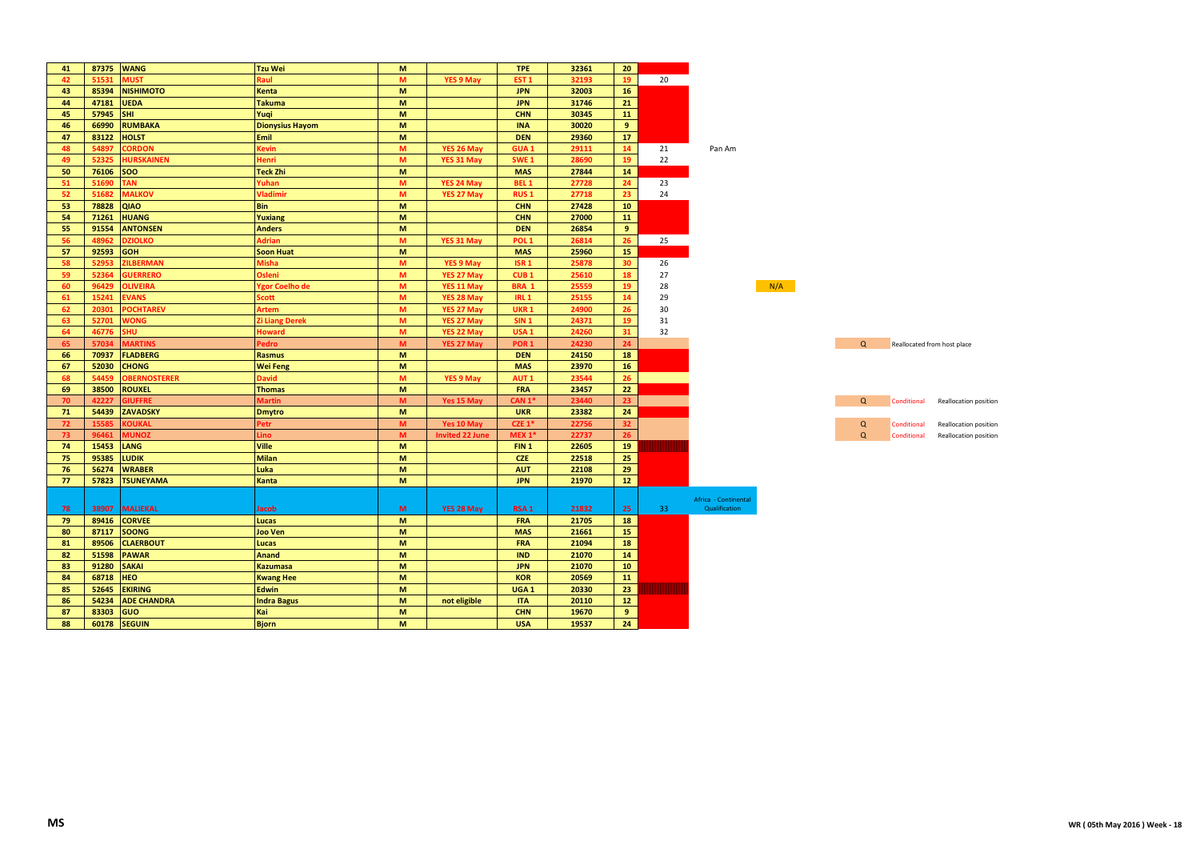| | | | | | | | | | | | | | | |
|---|---|---|---|---|---|---|---|---|---|---|---|---|---|---|
| 41 | 87375 | WANG | Tzu Wei | M | | TPE | 32361 | 20 | | | | | | |
| 42 | 51531 | MUST | Raul | M | YES 9 May | EST 1 | 32193 | 19 | 20 | | | | | |
| 43 | 85394 | NISHIMOTO | Kenta | M | | JPN | 32003 | 16 | | | | | | |
| 44 | 47181 | UEDA | Takuma | M | | JPN | 31746 | 21 | | | | | | |
| 45 | 57945 | SHI | Yuqi | M | | CHN | 30345 | 11 | | | | | | |
| 46 | 66990 | RUMBAKA | Dionysius Hayom | M | | INA | 30020 | 9 | | | | | | |
| 47 | 83122 | HOLST | Emil | M | | DEN | 29360 | 17 | | | | | | |
| 48 | 54897 | CORDON | Kevin | M | YES 26 May | GUA 1 | 29111 | 14 | 21 | Pan Am | | | | |
| 49 | 52325 | HURSKAINEN | Henri | M | YES 31 May | SWE 1 | 28690 | 19 | 22 | | | | | |
| 50 | 76106 | SOO | Teck Zhi | M | | MAS | 27844 | 14 | | | | | | |
| 51 | 51690 | TAN | Yuhan | M | YES 24 May | BEL 1 | 27728 | 24 | 23 | | | | | |
| 52 | 51682 | MALKOV | Vladimir | M | YES 27 May | RUS 1 | 27718 | 23 | 24 | | | | | |
| 53 | 78828 | QIAO | Bin | M | | CHN | 27428 | 10 | | | | | | |
| 54 | 71261 | HUANG | Yuxiang | M | | CHN | 27000 | 11 | | | | | | |
| 55 | 91554 | ANTONSEN | Anders | M | | DEN | 26854 | 9 | | | | | | |
| 56 | 48962 | DZIOLKO | Adrian | M | YES 31 May | POL 1 | 26814 | 26 | 25 | | | | | |
| 57 | 92593 | GOH | Soon Huat | M | | MAS | 25960 | 15 | | | | | | |
| 58 | 52953 | ZILBERMAN | Misha | M | YES 9 May | ISR 1 | 25878 | 30 | 26 | | | | | |
| 59 | 52364 | GUERRERO | Osleni | M | YES 27 May | CUB 1 | 25610 | 18 | 27 | | | | | |
| 60 | 96429 | OLIVEIRA | Ygor Coelho de | M | YES 11 May | BRA 1 | 25559 | 19 | 28 | | N/A | | | |
| 61 | 15241 | EVANS | Scott | M | YES 28 May | IRL 1 | 25155 | 14 | 29 | | | | | |
| 62 | 20301 | POCHTAREV | Artem | M | YES 27 May | UKR 1 | 24900 | 26 | 30 | | | | | |
| 63 | 52701 | WONG | Zi Liang Derek | M | YES 27 May | SIN 1 | 24371 | 19 | 31 | | | | | |
| 64 | 46776 | SHU | Howard | M | YES 22 May | USA 1 | 24260 | 31 | 32 | | | | | |
| 65 | 57034 | MARTINS | Pedro | M | YES 27 May | POR 1 | 24230 | 24 | | | | Q | Reallocated from host place | |
| 66 | 70937 | FLADBERG | Rasmus | M | | DEN | 24150 | 18 | | | | | | |
| 67 | 52030 | CHONG | Wei Feng | M | | MAS | 23970 | 16 | | | | | | |
| 68 | 54459 | OBERNOSTERER | David | M | YES 9 May | AUT 1 | 23544 | 26 | | | | | | |
| 69 | 38500 | ROUXEL | Thomas | M | | FRA | 23457 | 22 | | | | | | |
| 70 | 42227 | GIUFFRE | Martin | M | Yes 15 May | CAN 1* | 23440 | 23 | | | | Q | Conditional | Reallocation position |
| 71 | 54439 | ZAVADSKY | Dmytro | M | | UKR | 23382 | 24 | | | | | | |
| 72 | 15585 | KOUKAL | Petr | M | Yes 10 May | CZE 1* | 22756 | 32 | | | | Q | Conditional | Reallocation position |
| 73 | 96461 | MUNOZ | Lino | M | Invited 22 June | MEX 1* | 22737 | 26 | | | | Q | Conditional | Reallocation position |
| 74 | 15453 | LANG | Ville | M | | FIN 1 | 22605 | 19 | | | | | | |
| 75 | 95385 | LUDIK | Milan | M | | CZE | 22518 | 25 | | | | | | |
| 76 | 56274 | WRABER | Luka | M | | AUT | 22108 | 29 | | | | | | |
| 77 | 57823 | TSUNEYAMA | Kanta | M | | JPN | 21970 | 12 | | | | | | |
| 78 | 38907 | MALIEKAL | Jacob | M | YES 28 May | RSA 1 | 21832 | 25 | 33 | Africa - Continental Qualification | | | | |
| 79 | 89416 | CORVEE | Lucas | M | | FRA | 21705 | 18 | | | | | | |
| 80 | 87117 | SOONG | Joo Ven | M | | MAS | 21661 | 15 | | | | | | |
| 81 | 89506 | CLAERBOUT | Lucas | M | | FRA | 21094 | 18 | | | | | | |
| 82 | 51598 | PAWAR | Anand | M | | IND | 21070 | 14 | | | | | | |
| 83 | 91280 | SAKAI | Kazumasa | M | | JPN | 21070 | 10 | | | | | | |
| 84 | 68718 | HEO | Kwang Hee | M | | KOR | 20569 | 11 | | | | | | |
| 85 | 52645 | EKIRING | Edwin | M | | UGA 1 | 20330 | 23 | | | | | | |
| 86 | 54234 | ADE CHANDRA | Indra Bagus | M | not eligible | ITA | 20110 | 12 | | | | | | |
| 87 | 83303 | GUO | Kai | M | | CHN | 19670 | 9 | | | | | | |
| 88 | 60178 | SEGUIN | Bjorn | M | | USA | 19537 | 24 | | | | | | |

MS

WR ( 05th May 2016 ) Week - 18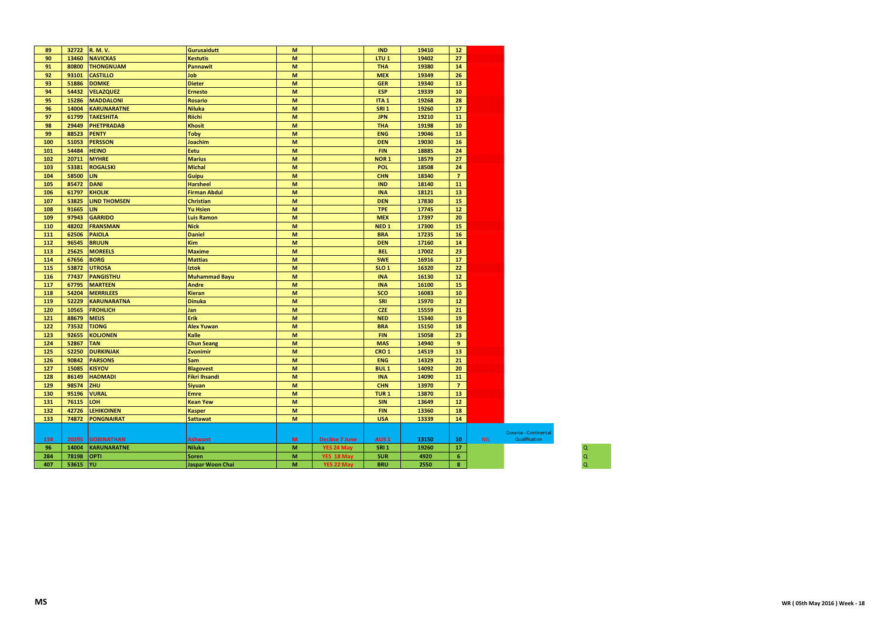| | | | | | | | | | | | |
|---|---|---|---|---|---|---|---|---|---|---|---|
| 89 | 32722 | R. M. V. | Gurusaidutt | M | | IND | 19410 | 12 | | | |
| 90 | 13460 | NAVICKAS | Kestutis | M | | LTU 1 | 19402 | 27 | | | |
| 91 | 80800 | THONGNUAM | Pannawit | M | | THA | 19380 | 14 | | | |
| 92 | 93101 | CASTILLO | Job | M | | MEX | 19349 | 26 | | | |
| 93 | 51886 | DOMKE | Dieter | M | | GER | 19340 | 13 | | | |
| 94 | 54432 | VELAZQUEZ | Ernesto | M | | ESP | 19339 | 10 | | | |
| 95 | 15286 | MADDALONI | Rosario | M | | ITA 1 | 19268 | 28 | | | |
| 96 | 14004 | KARUNARATNE | Niluka | M | | SRI 1 | 19260 | 17 | | | |
| 97 | 61799 | TAKESHITA | Riichi | M | | JPN | 19210 | 11 | | | |
| 98 | 29449 | PHETPRADAB | Khosit | M | | THA | 19198 | 10 | | | |
| 99 | 88523 | PENTY | Toby | M | | ENG | 19046 | 13 | | | |
| 100 | 51053 | PERSSON | Joachim | M | | DEN | 19030 | 16 | | | |
| 101 | 54484 | HEINO | Eetu | M | | FIN | 18885 | 24 | | | |
| 102 | 20711 | MYHRE | Marius | M | | NOR 1 | 18579 | 27 | | | |
| 103 | 53381 | ROGALSKI | Michal | M | | POL | 18508 | 24 | | | |
| 104 | 58500 | LIN | Guipu | M | | CHN | 18340 | 7 | | | |
| 105 | 85472 | DANI | Harsheel | M | | IND | 18140 | 11 | | | |
| 106 | 61797 | KHOLIK | Firman Abdul | M | | INA | 18121 | 13 | | | |
| 107 | 53825 | LIND THOMSEN | Christian | M | | DEN | 17830 | 15 | | | |
| 108 | 91665 | LIN | Yu Hsien | M | | TPE | 17745 | 12 | | | |
| 109 | 97943 | GARRIDO | Luis Ramon | M | | MEX | 17397 | 20 | | | |
| 110 | 48202 | FRANSMAN | Nick | M | | NED 1 | 17300 | 15 | | | |
| 111 | 62506 | PAIOLA | Daniel | M | | BRA | 17235 | 16 | | | |
| 112 | 96545 | BRUUN | Kim | M | | DEN | 17160 | 14 | | | |
| 113 | 25625 | MOREELS | Maxime | M | | BEL | 17002 | 23 | | | |
| 114 | 67656 | BORG | Mattias | M | | SWE | 16916 | 17 | | | |
| 115 | 53872 | UTROSA | Iztok | M | | SLO 1 | 16320 | 22 | | | |
| 116 | 77437 | PANGISTHU | Muhammad Bayu | M | | INA | 16130 | 12 | | | |
| 117 | 67795 | MARTEEN | Andre | M | | INA | 16100 | 15 | | | |
| 118 | 54204 | MERRILEES | Kieran | M | | SCO | 16083 | 10 | | | |
| 119 | 52229 | KARUNARATNA | Dinuka | M | | SRI | 15970 | 12 | | | |
| 120 | 10565 | FROHLICH | Jan | M | | CZE | 15559 | 21 | | | |
| 121 | 88679 | MEIJS | Erik | M | | NED | 15340 | 19 | | | |
| 122 | 73532 | TJONG | Alex Yuwan | M | | BRA | 15150 | 18 | | | |
| 123 | 92655 | KOLJONEN | Kalle | M | | FIN | 15058 | 23 | | | |
| 124 | 52867 | TAN | Chun Seang | M | | MAS | 14940 | 9 | | | |
| 125 | 52250 | DURKINJAK | Zvonimir | M | | CRO 1 | 14519 | 13 | | | |
| 126 | 90842 | PARSONS | Sam | M | | ENG | 14329 | 21 | | | |
| 127 | 15085 | KISYOV | Blagovest | M | | BUL 1 | 14092 | 20 | | | |
| 128 | 86149 | HADMADI | Fikri Ihsandi | M | | INA | 14090 | 11 | | | |
| 129 | 98574 | ZHU | Siyuan | M | | CHN | 13970 | 7 | | | |
| 130 | 95196 | VURAL | Emre | M | | TUR 1 | 13870 | 13 | | | |
| 131 | 76115 | LOH | Kean Yew | M | | SIN | 13649 | 12 | | | |
| 132 | 42726 | LEHIKOINEN | Kasper | M | | FIN | 13360 | 18 | | | |
| 133 | 74872 | PONGNAIRAT | Sattawat | M | | USA | 13339 | 14 | | | |
| 134 | 20295 | GOBINATHAN | Ashwant | M | Decline 7 June | AUS 1 | 13150 | 10 | NIL | Oceania - Continental Qualification | |
| 96 | 14004 | KARUNARATNE | Niluka | M | YES 24 May | SRI 1 | 19260 | 17 | | | Q |
| 284 | 78198 | OPTI | Soren | M | YES 18 May | SUR | 4920 | 6 | | | Q |
| 407 | 53615 | YU | Jaspar Woon Chai | M | YES 22 May | BRU | 2550 | 8 | | | Q |

MS

WR ( 05th May 2016 ) Week - 18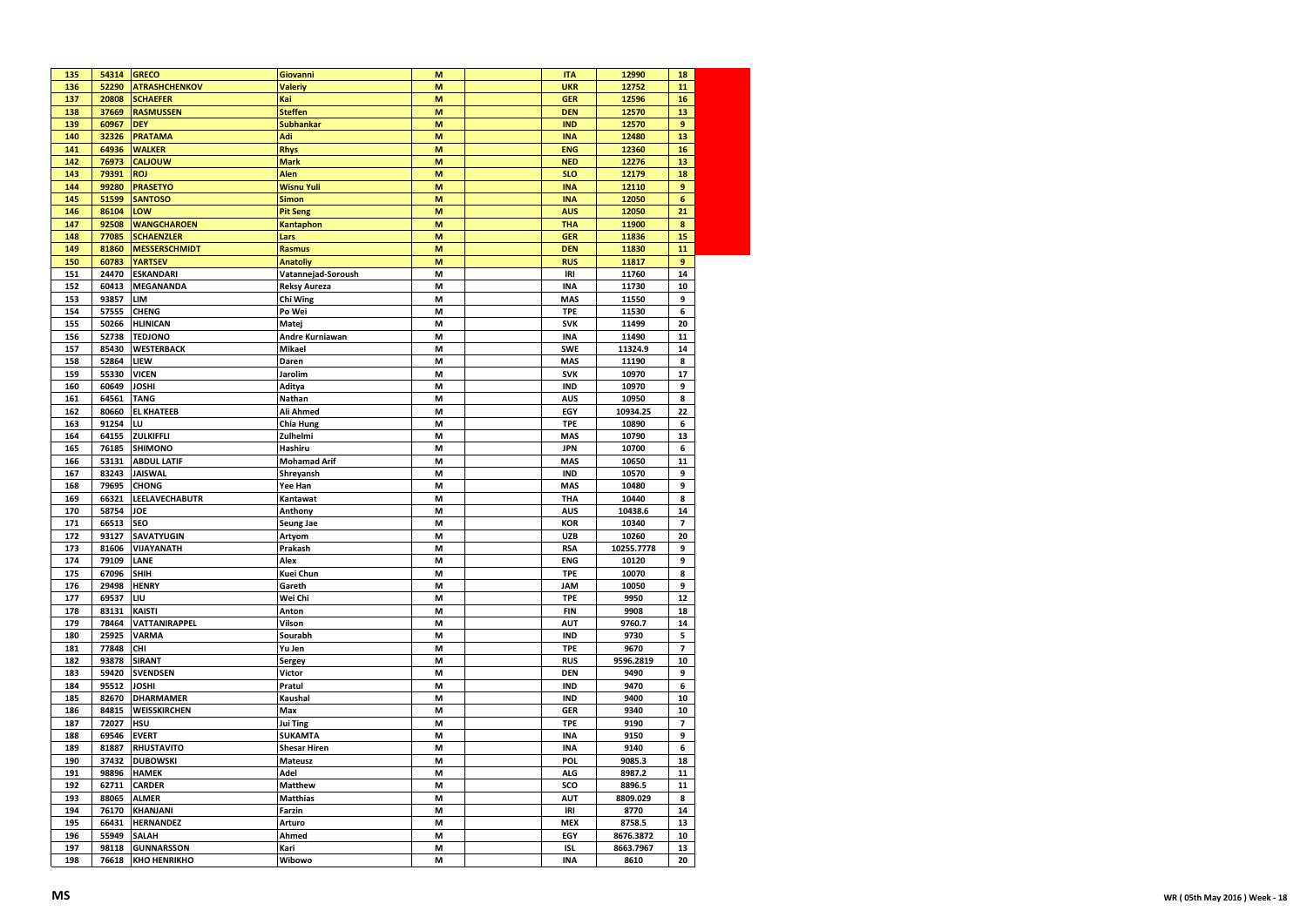| 135 | 54314 | GRECO | Giovanni | M | | ITA | 12990 | 18 |
|---|---|---|---|---|---|---|---|---|
| 136 | 52290 | ATRASHCHENKOV | Valeriy | M | | UKR | 12752 | 11 |
| 137 | 20808 | SCHAEFER | Kai | M | | GER | 12596 | 16 |
| 138 | 37669 | RASMUSSEN | Steffen | M | | DEN | 12570 | 13 |
| 139 | 60967 | DEY | Subhankar | M | | IND | 12570 | 9 |
| 140 | 32326 | PRATAMA | Adi | M | | INA | 12480 | 13 |
| 141 | 64936 | WALKER | Rhys | M | | ENG | 12360 | 16 |
| 142 | 76973 | CALJOUW | Mark | M | | NED | 12276 | 13 |
| 143 | 79391 | ROJ | Alen | M | | SLO | 12179 | 18 |
| 144 | 99280 | PRASETYO | Wisnu Yuli | M | | INA | 12110 | 9 |
| 145 | 51599 | SANTOSO | Simon | M | | INA | 12050 | 6 |
| 146 | 86104 | LOW | Pit Seng | M | | AUS | 12050 | 21 |
| 147 | 92508 | WANGCHAROEN | Kantaphon | M | | THA | 11900 | 8 |
| 148 | 77085 | SCHAENZLER | Lars | M | | GER | 11836 | 15 |
| 149 | 81860 | MESSERSCHMIDT | Rasmus | M | | DEN | 11830 | 11 |
| 150 | 60783 | YARTSEV | Anatoliy | M | | RUS | 11817 | 9 |
| 151 | 24470 | ESKANDARI | Vatannejad-Soroush | M | | IRI | 11760 | 14 |
| 152 | 60413 | MEGANANDA | Reksy Aureza | M | | INA | 11730 | 10 |
| 153 | 93857 | LIM | Chi Wing | M | | MAS | 11550 | 9 |
| 154 | 57555 | CHENG | Po Wei | M | | TPE | 11530 | 6 |
| 155 | 50266 | HLINICAN | Matej | M | | SVK | 11499 | 20 |
| 156 | 52738 | TEDJONO | Andre Kurniawan | M | | INA | 11490 | 11 |
| 157 | 85430 | WESTERBACK | Mikael | M | | SWE | 11324.9 | 14 |
| 158 | 52864 | LIEW | Daren | M | | MAS | 11190 | 8 |
| 159 | 55330 | VICEN | Jarolim | M | | SVK | 10970 | 17 |
| 160 | 60649 | JOSHI | Aditya | M | | IND | 10970 | 9 |
| 161 | 64561 | TANG | Nathan | M | | AUS | 10950 | 8 |
| 162 | 80660 | EL KHATEEB | Ali Ahmed | M | | EGY | 10934.25 | 22 |
| 163 | 91254 | LU | Chia Hung | M | | TPE | 10890 | 6 |
| 164 | 64155 | ZULKIFFLI | Zulhelmi | M | | MAS | 10790 | 13 |
| 165 | 76185 | SHIMONO | Hashiru | M | | JPN | 10700 | 6 |
| 166 | 53131 | ABDUL LATIF | Mohamad Arif | M | | MAS | 10650 | 11 |
| 167 | 83243 | JAISWAL | Shreyansh | M | | IND | 10570 | 9 |
| 168 | 79695 | CHONG | Yee Han | M | | MAS | 10480 | 9 |
| 169 | 66321 | LEELAVECHABUTR | Kantawat | M | | THA | 10440 | 8 |
| 170 | 58754 | JOE | Anthony | M | | AUS | 10438.6 | 14 |
| 171 | 66513 | SEO | Seung Jae | M | | KOR | 10340 | 7 |
| 172 | 93127 | SAVATYUGIN | Artyom | M | | UZB | 10260 | 20 |
| 173 | 81606 | VIJAYANATH | Prakash | M | | RSA | 10255.7778 | 9 |
| 174 | 79109 | LANE | Alex | M | | ENG | 10120 | 9 |
| 175 | 67096 | SHIH | Kuei Chun | M | | TPE | 10070 | 8 |
| 176 | 29498 | HENRY | Gareth | M | | JAM | 10050 | 9 |
| 177 | 69537 | LIU | Wei Chi | M | | TPE | 9950 | 12 |
| 178 | 83131 | KAISTI | Anton | M | | FIN | 9908 | 18 |
| 179 | 78464 | VATTANIRAPPEL | Vilson | M | | AUT | 9760.7 | 14 |
| 180 | 25925 | VARMA | Sourabh | M | | IND | 9730 | 5 |
| 181 | 77848 | CHI | Yu Jen | M | | TPE | 9670 | 7 |
| 182 | 93878 | SIRANT | Sergey | M | | RUS | 9596.2819 | 10 |
| 183 | 59420 | SVENDSEN | Victor | M | | DEN | 9490 | 9 |
| 184 | 95512 | JOSHI | Pratul | M | | IND | 9470 | 6 |
| 185 | 82670 | DHARMAMER | Kaushal | M | | IND | 9400 | 10 |
| 186 | 84815 | WEISSKIRCHEN | Max | M | | GER | 9340 | 10 |
| 187 | 72027 | HSU | Jui Ting | M | | TPE | 9190 | 7 |
| 188 | 69546 | EVERT | SUKAMTA | M | | INA | 9150 | 9 |
| 189 | 81887 | RHUSTAVITO | Shesar Hiren | M | | INA | 9140 | 6 |
| 190 | 37432 | DUBOWSKI | Mateusz | M | | POL | 9085.3 | 18 |
| 191 | 98896 | HAMEK | Adel | M | | ALG | 8987.2 | 11 |
| 192 | 62711 | CARDER | Matthew | M | | SCO | 8896.5 | 11 |
| 193 | 88065 | ALMER | Matthias | M | | AUT | 8809.029 | 8 |
| 194 | 76170 | KHANJANI | Farzin | M | | IRI | 8770 | 14 |
| 195 | 66431 | HERNANDEZ | Arturo | M | | MEX | 8758.5 | 13 |
| 196 | 55949 | SALAH | Ahmed | M | | EGY | 8676.3872 | 10 |
| 197 | 98118 | GUNNARSSON | Kari | M | | ISL | 8663.7967 | 13 |
| 198 | 76618 | KHO HENRIKHO | Wibowo | M | | INA | 8610 | 20 |

MS

WR ( 05th May 2016 ) Week - 18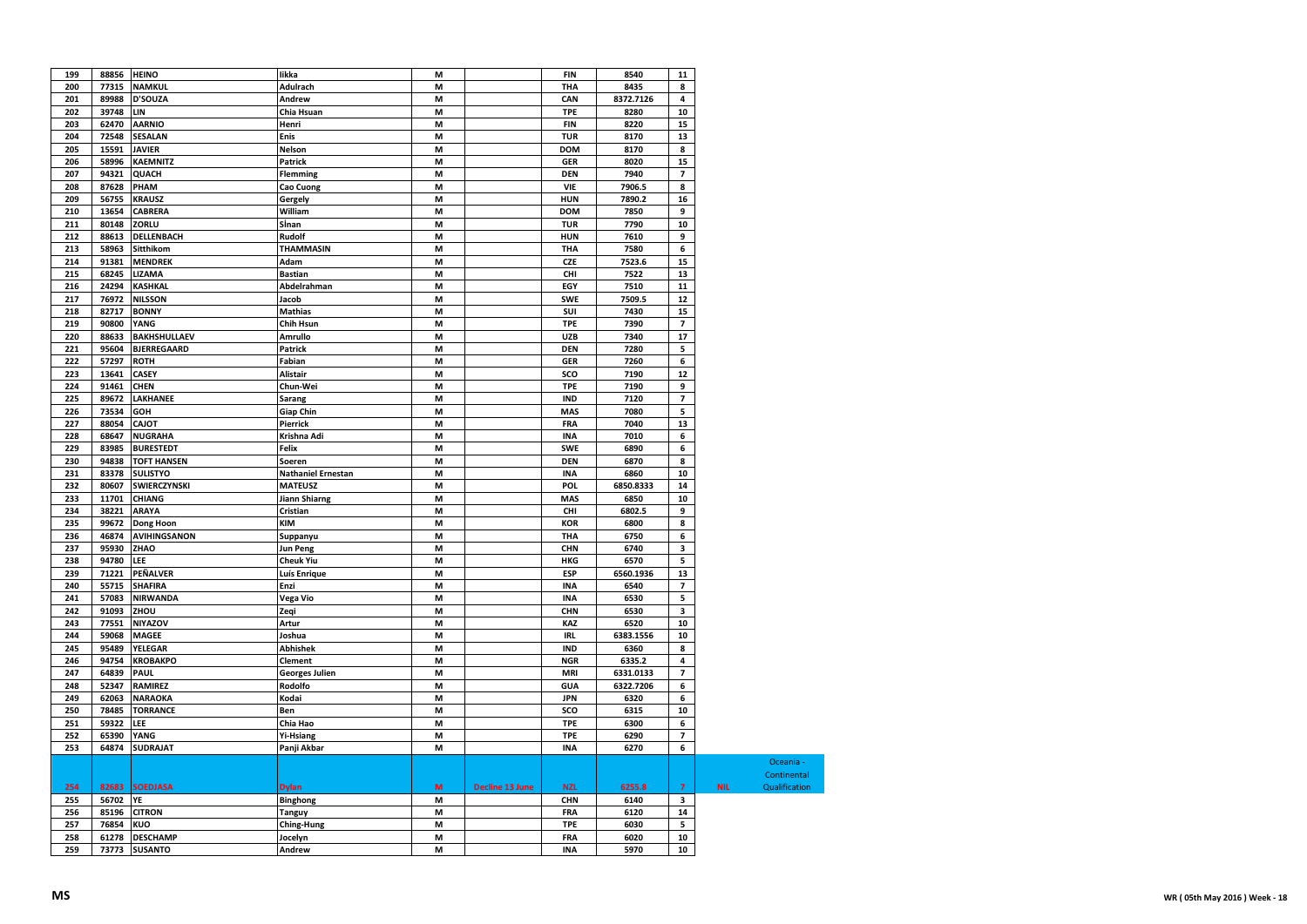| | | | | | | | | | | |
|---|---|---|---|---|---|---|---|---|---|---|
| 199 | 88856 | HEINO | Iikka | M | | FIN | 8540 | 11 | | |
| 200 | 77315 | NAMKUL | Adulrach | M | | THA | 8435 | 8 | | |
| 201 | 89988 | D'SOUZA | Andrew | M | | CAN | 8372.7126 | 4 | | |
| 202 | 39748 | LIN | Chia Hsuan | M | | TPE | 8280 | 10 | | |
| 203 | 62470 | AARNIO | Henri | M | | FIN | 8220 | 15 | | |
| 204 | 72548 | SESALAN | Enis | M | | TUR | 8170 | 13 | | |
| 205 | 15591 | JAVIER | Nelson | M | | DOM | 8170 | 8 | | |
| 206 | 58996 | KAEMNITZ | Patrick | M | | GER | 8020 | 15 | | |
| 207 | 94321 | QUACH | Flemming | M | | DEN | 7940 | 7 | | |
| 208 | 87628 | PHAM | Cao Cuong | M | | VIE | 7906.5 | 8 | | |
| 209 | 56755 | KRAUSZ | Gergely | M | | HUN | 7890.2 | 16 | | |
| 210 | 13654 | CABRERA | William | M | | DOM | 7850 | 9 | | |
| 211 | 80148 | ZORLU | SÎnan | M | | TUR | 7790 | 10 | | |
| 212 | 88613 | DELLENBACH | Rudolf | M | | HUN | 7610 | 9 | | |
| 213 | 58963 | Sitthikom | THAMMASIN | M | | THA | 7580 | 6 | | |
| 214 | 91381 | MENDREK | Adam | M | | CZE | 7523.6 | 15 | | |
| 215 | 68245 | LIZAMA | Bastian | M | | CHI | 7522 | 13 | | |
| 216 | 24294 | KASHKAL | Abdelrahman | M | | EGY | 7510 | 11 | | |
| 217 | 76972 | NILSSON | Jacob | M | | SWE | 7509.5 | 12 | | |
| 218 | 82717 | BONNY | Mathias | M | | SUI | 7430 | 15 | | |
| 219 | 90800 | YANG | Chih Hsun | M | | TPE | 7390 | 7 | | |
| 220 | 88633 | BAKHSHULLAEV | Amrullo | M | | UZB | 7340 | 17 | | |
| 221 | 95604 | BJERREGAARD | Patrick | M | | DEN | 7280 | 5 | | |
| 222 | 57297 | ROTH | Fabian | M | | GER | 7260 | 6 | | |
| 223 | 13641 | CASEY | Alistair | M | | SCO | 7190 | 12 | | |
| 224 | 91461 | CHEN | Chun-Wei | M | | TPE | 7190 | 9 | | |
| 225 | 89672 | LAKHANEE | Sarang | M | | IND | 7120 | 7 | | |
| 226 | 73534 | GOH | Giap Chin | M | | MAS | 7080 | 5 | | |
| 227 | 88054 | CAJOT | Pierrick | M | | FRA | 7040 | 13 | | |
| 228 | 68647 | NUGRAHA | Krishna Adi | M | | INA | 7010 | 6 | | |
| 229 | 83985 | BURESTEDT | Felix | M | | SWE | 6890 | 6 | | |
| 230 | 94838 | TOFT HANSEN | Soeren | M | | DEN | 6870 | 8 | | |
| 231 | 83378 | SULISTYO | Nathaniel Ernestan | M | | INA | 6860 | 10 | | |
| 232 | 80607 | SWIERCZYNSKI | MATEUSZ | M | | POL | 6850.8333 | 14 | | |
| 233 | 11701 | CHIANG | Jiann Shiarng | M | | MAS | 6850 | 10 | | |
| 234 | 38221 | ARAYA | Cristian | M | | CHI | 6802.5 | 9 | | |
| 235 | 99672 | Dong Hoon | KIM | M | | KOR | 6800 | 8 | | |
| 236 | 46874 | AVIHINGSANON | Suppanyu | M | | THA | 6750 | 6 | | |
| 237 | 95930 | ZHAO | Jun Peng | M | | CHN | 6740 | 3 | | |
| 238 | 94780 | LEE | Cheuk Yiu | M | | HKG | 6570 | 5 | | |
| 239 | 71221 | PEÑALVER | Luis Enrique | M | | ESP | 6560.1936 | 13 | | |
| 240 | 55715 | SHAFIRA | Enzi | M | | INA | 6540 | 7 | | |
| 241 | 57083 | NIRWANDA | Vega Vio | M | | INA | 6530 | 5 | | |
| 242 | 91093 | ZHOU | Zeqi | M | | CHN | 6530 | 3 | | |
| 243 | 77551 | NIYAZOV | Artur | M | | KAZ | 6520 | 10 | | |
| 244 | 59068 | MAGEE | Joshua | M | | IRL | 6383.1556 | 10 | | |
| 245 | 95489 | YELEGAR | Abhishek | M | | IND | 6360 | 8 | | |
| 246 | 94754 | KROBAKPO | Clement | M | | NGR | 6335.2 | 4 | | |
| 247 | 64839 | PAUL | Georges Julien | M | | MRI | 6331.0133 | 7 | | |
| 248 | 52347 | RAMIREZ | Rodolfo | M | | GUA | 6322.7206 | 6 | | |
| 249 | 62063 | NARAOKA | Kodai | M | | JPN | 6320 | 6 | | |
| 250 | 78485 | TORRANCE | Ben | M | | SCO | 6315 | 10 | | |
| 251 | 59322 | LEE | Chia Hao | M | | TPE | 6300 | 6 | | |
| 252 | 65390 | YANG | Yi-Hsiang | M | | TPE | 6290 | 7 | | |
| 253 | 64874 | SUDRAJAT | Panji Akbar | M | | INA | 6270 | 6 | | |
| 254 | 82683 | SOEDJASA | Dylan | M | Decline 13 June | NZL | 6255.8 | 7 | NIL | Oceania - Continental Qualification |
| 255 | 56702 | YE | Binghong | M | | CHN | 6140 | 3 | | |
| 256 | 85196 | CITRON | Tanguy | M | | FRA | 6120 | 14 | | |
| 257 | 76854 | KUO | Ching-Hung | M | | TPE | 6030 | 5 | | |
| 258 | 61278 | DESCHAMP | Jocelyn | M | | FRA | 6020 | 10 | | |
| 259 | 73773 | SUSANTO | Andrew | M | | INA | 5970 | 10 | | |

MS

WR ( 05th May 2016 ) Week - 18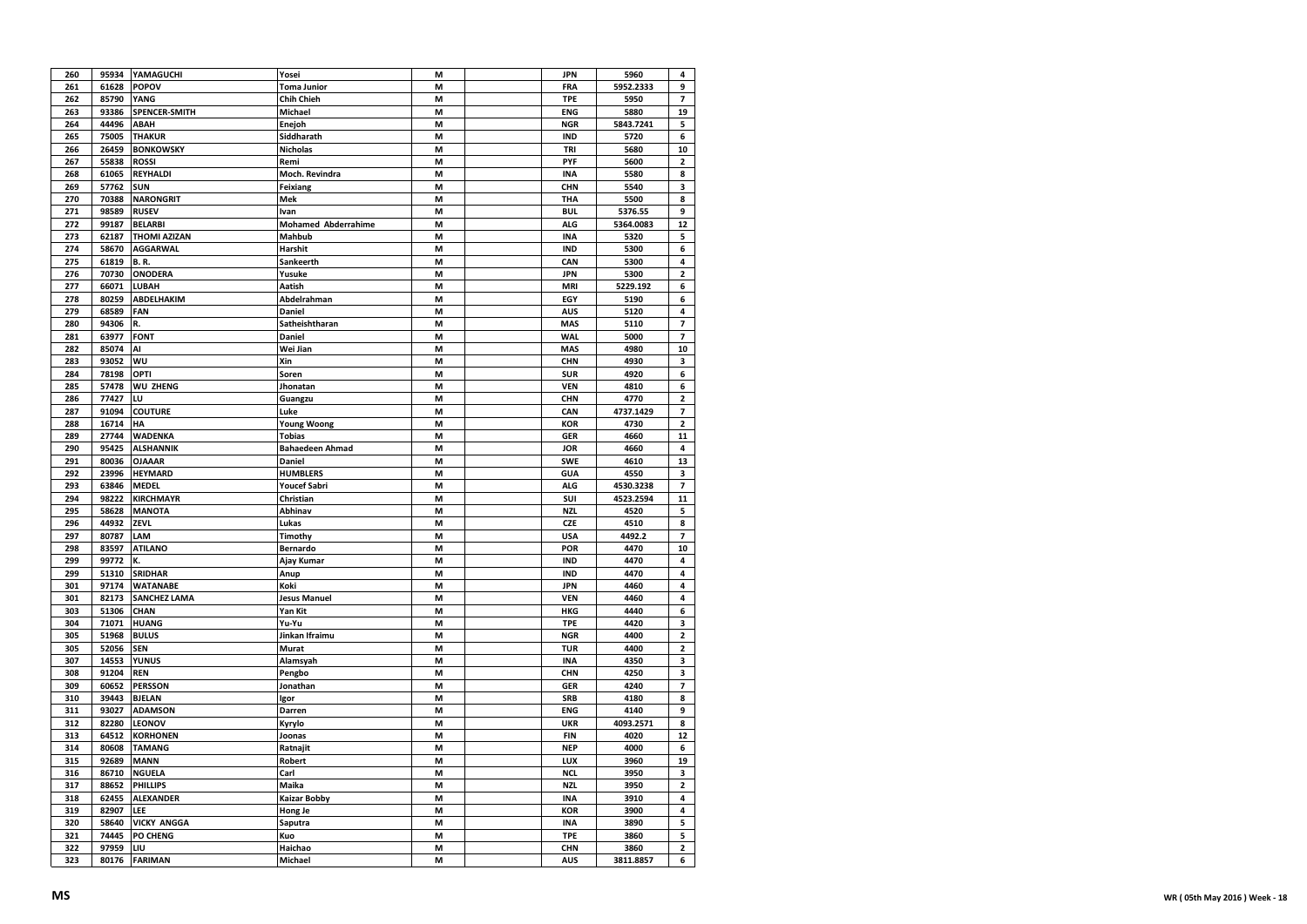| 260 | 95934 | YAMAGUCHI | Yosei | M | | JPN | 5960 | 4 |
|---|---|---|---|---|---|---|---|---|
| 261 | 61628 | POPOV | Toma Junior | M | | FRA | 5952.2333 | 9 |
| 262 | 85790 | YANG | Chih Chieh | M | | TPE | 5950 | 7 |
| 263 | 93386 | SPENCER-SMITH | Michael | M | | ENG | 5880 | 19 |
| 264 | 44496 | ABAH | Enejoh | M | | NGR | 5843.7241 | 5 |
| 265 | 75005 | THAKUR | Siddharath | M | | IND | 5720 | 6 |
| 266 | 26459 | BONKOWSKY | Nicholas | M | | TRI | 5680 | 10 |
| 267 | 55838 | ROSSI | Remi | M | | PYF | 5600 | 2 |
| 268 | 61065 | REYHALDI | Moch. Revindra | M | | INA | 5580 | 8 |
| 269 | 57762 | SUN | Feixiang | M | | CHN | 5540 | 3 |
| 270 | 70388 | NARONGRIT | Mek | M | | THA | 5500 | 8 |
| 271 | 98589 | RUSEV | Ivan | M | | BUL | 5376.55 | 9 |
| 272 | 99187 | BELARBI | Mohamed Abderrahime | M | | ALG | 5364.0083 | 12 |
| 273 | 62187 | THOMI AZIZAN | Mahbub | M | | INA | 5320 | 5 |
| 274 | 58670 | AGGARWAL | Harshit | M | | IND | 5300 | 6 |
| 275 | 61819 | B. R. | Sankeerth | M | | CAN | 5300 | 4 |
| 276 | 70730 | ONODERA | Yusuke | M | | JPN | 5300 | 2 |
| 277 | 66071 | LUBAH | Aatish | M | | MRI | 5229.192 | 6 |
| 278 | 80259 | ABDELHAKIM | Abdelrahman | M | | EGY | 5190 | 6 |
| 279 | 68589 | FAN | Daniel | M | | AUS | 5120 | 4 |
| 280 | 94306 | R. | Satheishtharan | M | | MAS | 5110 | 7 |
| 281 | 63977 | FONT | Daniel | M | | WAL | 5000 | 7 |
| 282 | 85074 | AI | Wei Jian | M | | MAS | 4980 | 10 |
| 283 | 93052 | WU | Xin | M | | CHN | 4930 | 3 |
| 284 | 78198 | OPTI | Soren | M | | SUR | 4920 | 6 |
| 285 | 57478 | WU ZHENG | Jhonatan | M | | VEN | 4810 | 6 |
| 286 | 77427 | LU | Guangzu | M | | CHN | 4770 | 2 |
| 287 | 91094 | COUTURE | Luke | M | | CAN | 4737.1429 | 7 |
| 288 | 16714 | HA | Young Woong | M | | KOR | 4730 | 2 |
| 289 | 27744 | WADENKA | Tobias | M | | GER | 4660 | 11 |
| 290 | 95425 | ALSHANNIK | Bahaedeen Ahmad | M | | JOR | 4660 | 4 |
| 291 | 80036 | OJAAAR | Daniel | M | | SWE | 4610 | 13 |
| 292 | 23996 | HEYMARD | HUMBLERS | M | | GUA | 4550 | 3 |
| 293 | 63846 | MEDEL | Youcef Sabri | M | | ALG | 4530.3238 | 7 |
| 294 | 98222 | KIRCHMAYR | Christian | M | | SUI | 4523.2594 | 11 |
| 295 | 58628 | MANOTA | Abhinav | M | | NZL | 4520 | 5 |
| 296 | 44932 | ZEVL | Lukas | M | | CZE | 4510 | 8 |
| 297 | 80787 | LAM | Timothy | M | | USA | 4492.2 | 7 |
| 298 | 83597 | ATILANO | Bernardo | M | | POR | 4470 | 10 |
| 299 | 99772 | K. | Ajay Kumar | M | | IND | 4470 | 4 |
| 299 | 51310 | SRIDHAR | Anup | M | | IND | 4470 | 4 |
| 301 | 97174 | WATANABE | Koki | M | | JPN | 4460 | 4 |
| 301 | 82173 | SANCHEZ LAMA | Jesus Manuel | M | | VEN | 4460 | 4 |
| 303 | 51306 | CHAN | Yan Kit | M | | HKG | 4440 | 6 |
| 304 | 71071 | HUANG | Yu-Yu | M | | TPE | 4420 | 3 |
| 305 | 51968 | BULUS | Jinkan Ifraimu | M | | NGR | 4400 | 2 |
| 305 | 52056 | SEN | Murat | M | | TUR | 4400 | 2 |
| 307 | 14553 | YUNUS | Alamsyah | M | | INA | 4350 | 3 |
| 308 | 91204 | REN | Pengbo | M | | CHN | 4250 | 3 |
| 309 | 60652 | PERSSON | Jonathan | M | | GER | 4240 | 7 |
| 310 | 39443 | BJELAN | Igor | M | | SRB | 4180 | 8 |
| 311 | 93027 | ADAMSON | Darren | M | | ENG | 4140 | 9 |
| 312 | 82280 | LEONOV | Kyrylo | M | | UKR | 4093.2571 | 8 |
| 313 | 64512 | KORHONEN | Joonas | M | | FIN | 4020 | 12 |
| 314 | 80608 | TAMANG | Ratnajit | M | | NEP | 4000 | 6 |
| 315 | 92689 | MANN | Robert | M | | LUX | 3960 | 19 |
| 316 | 86710 | NGUELA | Carl | M | | NCL | 3950 | 3 |
| 317 | 88652 | PHILLIPS | Maika | M | | NZL | 3950 | 2 |
| 318 | 62455 | ALEXANDER | Kaizar Bobby | M | | INA | 3910 | 4 |
| 319 | 82907 | LEE | Hong Je | M | | KOR | 3900 | 4 |
| 320 | 58640 | VICKY ANGGA | Saputra | M | | INA | 3890 | 5 |
| 321 | 74445 | PO CHENG | Kuo | M | | TPE | 3860 | 5 |
| 322 | 97959 | LIU | Haichao | M | | CHN | 3860 | 2 |
| 323 | 80176 | FARIMAN | Michael | M | | AUS | 3811.8857 | 6 |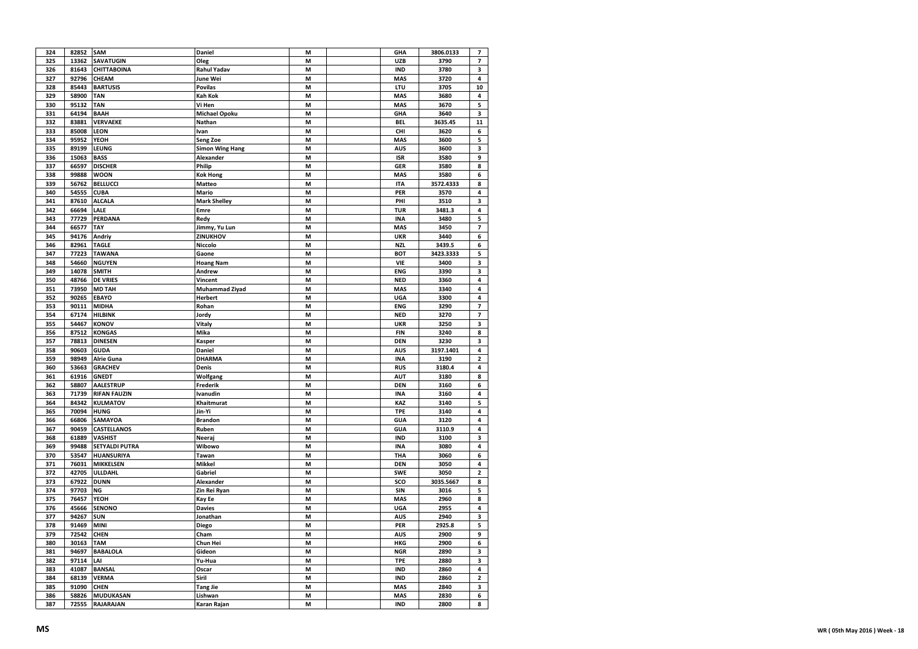| | | | | | | | | |
|---|---|---|---|---|---|---|---|---|
| 324 | 82852 | SAM | Daniel | M | | GHA | 3806.0133 | 7 |
| 325 | 13362 | SAVATUGIN | Oleg | M | | UZB | 3790 | 7 |
| 326 | 81643 | CHITTABOINA | Rahul Yadav | M | | IND | 3780 | 3 |
| 327 | 92796 | CHEAM | June Wei | M | | MAS | 3720 | 4 |
| 328 | 85443 | BARTUSIS | Povilas | M | | LTU | 3705 | 10 |
| 329 | 58900 | TAN | Kah Kok | M | | MAS | 3680 | 4 |
| 330 | 95132 | TAN | Vi Hen | M | | MAS | 3670 | 5 |
| 331 | 64194 | BAAH | Michael Opoku | M | | GHA | 3640 | 3 |
| 332 | 83881 | VERVAEKE | Nathan | M | | BEL | 3635.45 | 11 |
| 333 | 85008 | LEON | Ivan | M | | CHI | 3620 | 6 |
| 334 | 95952 | YEOH | Seng Zoe | M | | MAS | 3600 | 5 |
| 335 | 89199 | LEUNG | Simon Wing Hang | M | | AUS | 3600 | 3 |
| 336 | 15063 | BASS | Alexander | M | | ISR | 3580 | 9 |
| 337 | 66597 | DISCHER | Philip | M | | GER | 3580 | 8 |
| 338 | 99888 | WOON | Kok Hong | M | | MAS | 3580 | 6 |
| 339 | 56762 | BELLUCCI | Matteo | M | | ITA | 3572.4333 | 8 |
| 340 | 54555 | CUBA | Mario | M | | PER | 3570 | 4 |
| 341 | 87610 | ALCALA | Mark Shelley | M | | PHI | 3510 | 3 |
| 342 | 66694 | LALE | Emre | M | | TUR | 3481.3 | 4 |
| 343 | 77729 | PERDANA | Redy | M | | INA | 3480 | 5 |
| 344 | 66577 | TAY | Jimmy, Yu Lun | M | | MAS | 3450 | 7 |
| 345 | 94176 | Andriy | ZINUKHOV | M | | UKR | 3440 | 6 |
| 346 | 82961 | TAGLE | Niccolo | M | | NZL | 3439.5 | 6 |
| 347 | 77223 | TAWANA | Gaone | M | | BOT | 3423.3333 | 5 |
| 348 | 54660 | NGUYEN | Hoang Nam | M | | VIE | 3400 | 3 |
| 349 | 14078 | SMITH | Andrew | M | | ENG | 3390 | 3 |
| 350 | 48766 | DE VRIES | Vincent | M | | NED | 3360 | 4 |
| 351 | 73950 | MD TAH | Muhammad Ziyad | M | | MAS | 3340 | 4 |
| 352 | 90265 | EBAYO | Herbert | M | | UGA | 3300 | 4 |
| 353 | 90111 | MIDHA | Rohan | M | | ENG | 3290 | 7 |
| 354 | 67174 | HILBINK | Jordy | M | | NED | 3270 | 7 |
| 355 | 54467 | KONOV | Vitaly | M | | UKR | 3250 | 3 |
| 356 | 87512 | KONGAS | Mika | M | | FIN | 3240 | 8 |
| 357 | 78813 | DINESEN | Kasper | M | | DEN | 3230 | 3 |
| 358 | 90603 | GUDA | Daniel | M | | AUS | 3197.1401 | 4 |
| 359 | 98949 | Alrie Guna | DHARMA | M | | INA | 3190 | 2 |
| 360 | 53663 | GRACHEV | Denis | M | | RUS | 3180.4 | 4 |
| 361 | 61916 | GNEDT | Wolfgang | M | | AUT | 3180 | 8 |
| 362 | 58807 | AALESTRUP | Frederik | M | | DEN | 3160 | 6 |
| 363 | 71739 | RIFAN FAUZIN | Ivanudin | M | | INA | 3160 | 4 |
| 364 | 84342 | KULMATOV | Khaitmurat | M | | KAZ | 3140 | 5 |
| 365 | 70094 | HUNG | Jin-Yi | M | | TPE | 3140 | 4 |
| 366 | 66806 | SAMAYOA | Brandon | M | | GUA | 3120 | 4 |
| 367 | 90459 | CASTELLANOS | Ruben | M | | GUA | 3110.9 | 4 |
| 368 | 61889 | VASHIST | Neeraj | M | | IND | 3100 | 3 |
| 369 | 99488 | SETYALDI PUTRA | Wibowo | M | | INA | 3080 | 4 |
| 370 | 53547 | HUANSURIYA | Tawan | M | | THA | 3060 | 6 |
| 371 | 76031 | MIKKELSEN | Mikkel | M | | DEN | 3050 | 4 |
| 372 | 42705 | ULLDAHL | Gabriel | M | | SWE | 3050 | 2 |
| 373 | 67922 | DUNN | Alexander | M | | SCO | 3035.5667 | 8 |
| 374 | 97703 | NG | Zin Rei Ryan | M | | SIN | 3016 | 5 |
| 375 | 76457 | YEOH | Kay Ee | M | | MAS | 2960 | 8 |
| 376 | 45666 | SENONO | Davies | M | | UGA | 2955 | 4 |
| 377 | 94267 | SUN | Jonathan | M | | AUS | 2940 | 3 |
| 378 | 91469 | MINI | Diego | M | | PER | 2925.8 | 5 |
| 379 | 72542 | CHEN | Cham | M | | AUS | 2900 | 9 |
| 380 | 30163 | TAM | Chun Hei | M | | HKG | 2900 | 6 |
| 381 | 94697 | BABALOLA | Gideon | M | | NGR | 2890 | 3 |
| 382 | 97114 | LAI | Yu-Hua | M | | TPE | 2880 | 3 |
| 383 | 41087 | BANSAL | Oscar | M | | IND | 2860 | 4 |
| 384 | 68139 | VERMA | Siril | M | | IND | 2860 | 2 |
| 385 | 91090 | CHEN | Tang Jie | M | | MAS | 2840 | 3 |
| 386 | 58826 | MUDUKASAN | Lishwan | M | | MAS | 2830 | 6 |
| 387 | 72555 | RAJARAJAN | Karan Rajan | M | | IND | 2800 | 8 |

MS

WR ( 05th May 2016 ) Week - 18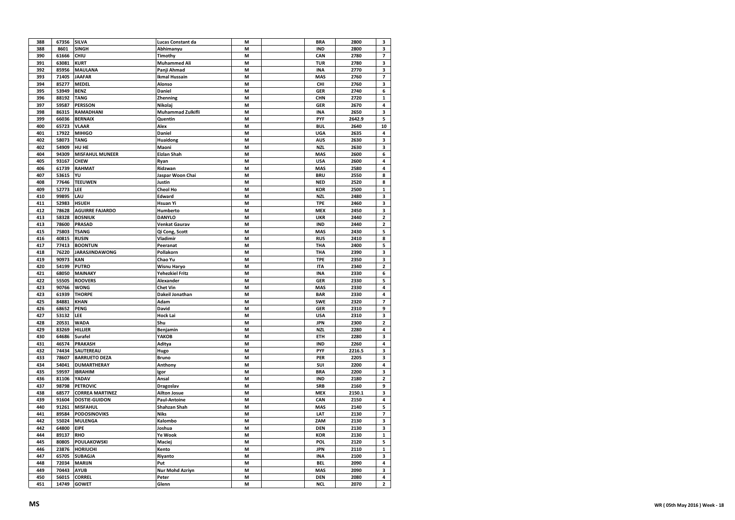| 388 | 67356 | SILVA | Lucas Constant da | M | | BRA | 2800 | 3 |
|---|---|---|---|---|---|---|---|---|
| 388 | 8601 | SINGH | Abhimanyu | M | | IND | 2800 | 3 |
| 390 | 61666 | CHIU | Timothy | M | | CAN | 2780 | 7 |
| 391 | 63081 | KURT | Muhammed Ali | M | | TUR | 2780 | 3 |
| 392 | 85956 | MAULANA | Panji Ahmad | M | | INA | 2770 | 3 |
| 393 | 71405 | JAAFAR | Ikmal Hussain | M | | MAS | 2760 | 7 |
| 394 | 85277 | MEDEL | Alonso | M | | CHI | 2760 | 3 |
| 395 | 53949 | BENZ | Daniel | M | | GER | 2740 | 6 |
| 396 | 88192 | TANG | Zhenning | M | | CHN | 2720 | 1 |
| 397 | 59587 | PERSSON | Nikolaj | M | | GER | 2670 | 4 |
| 398 | 86315 | RAMADHANI | Muhammad Zulkifli | M | | INA | 2650 | 3 |
| 399 | 66036 | BERNAIX | Quentin | M | | PYF | 2642.9 | 5 |
| 400 | 65723 | VLAAR | Alex | M | | BUL | 2640 | 10 |
| 401 | 17922 | MIHIGO | Daniel | M | | UGA | 2635 | 4 |
| 402 | 58073 | TANG | Huaidong | M | | AUS | 2630 | 3 |
| 402 | 54909 | HU HE | Maoni | M | | NZL | 2630 | 3 |
| 404 | 94309 | MISFAHUL MUNEER | Eizlan Shah | M | | MAS | 2600 | 6 |
| 405 | 93167 | CHEW | Ryan | M | | USA | 2600 | 4 |
| 406 | 61739 | RAHMAT | Ridzwan | M | | MAS | 2580 | 4 |
| 407 | 53615 | YU | Jaspar Woon Chai | M | | BRU | 2550 | 8 |
| 408 | 77646 | TEEUWEN | Justin | M | | NED | 2520 | 8 |
| 409 | 52773 | LEE | Cheol Ho | M | | KOR | 2500 | 1 |
| 410 | 99895 | LAU | Edward | M | | NZL | 2480 | 3 |
| 411 | 52983 | HSUEH | Hsuan Yi | M | | TPE | 2460 | 3 |
| 412 | 78628 | AGUIRRE FAJARDO | Humberto | M | | MEX | 2450 | 3 |
| 413 | 58328 | BOSNIUK | DANYLO | M | | UKR | 2440 | 2 |
| 413 | 78600 | PRASAD | Venkat Gaurav | M | | IND | 2440 | 2 |
| 415 | 75803 | TSANG | Qi Cong, Scott | M | | MAS | 2430 | 5 |
| 416 | 40815 | RUSIN | Vladimir | M | | RUS | 2410 | 8 |
| 417 | 77413 | BOONTUN | Peeranat | M | | THA | 2400 | 5 |
| 418 | 76220 | JARASJINDAWONG | Pollakorn | M | | THA | 2390 | 3 |
| 419 | 90973 | KAN | Chao Yu | M | | TPE | 2350 | 3 |
| 420 | 54199 | PUTRO | Wisnu Haryo | M | | ITA | 2340 | 2 |
| 421 | 68050 | MAINAKY | Yehezkiel Fritz | M | | INA | 2330 | 6 |
| 422 | 55505 | ROOVERS | Alexander | M | | GER | 2330 | 5 |
| 423 | 90766 | WONG | Chet Vin | M | | MAS | 2330 | 4 |
| 423 | 61939 | THORPE | Dakeil Jonathan | M | | BAR | 2330 | 4 |
| 425 | 84881 | KHAN | Adam | M | | SWE | 2320 | 7 |
| 426 | 68652 | PENG | David | M | | GER | 2310 | 9 |
| 427 | 53132 | LEE | Hock Lai | M | | USA | 2310 | 3 |
| 428 | 20531 | WADA | Shu | M | | JPN | 2300 | 2 |
| 429 | 83269 | HILLIER | Benjamin | M | | NZL | 2280 | 4 |
| 430 | 64686 | Surafel | YAKOB | M | | ETH | 2280 | 3 |
| 431 | 46574 | PRAKASH | Aditya | M | | IND | 2260 | 4 |
| 432 | 74434 | SAUTEREAU | Hugo | M | | PYF | 2216.5 | 3 |
| 433 | 78607 | BARRUETO DEZA | Bruno | M | | PER | 2205 | 3 |
| 434 | 54041 | DUMARTHERAY | Anthony | M | | SUI | 2200 | 4 |
| 435 | 59597 | IBRAHIM | Igor | M | | BRA | 2200 | 3 |
| 436 | 81106 | YADAV | Ansal | M | | IND | 2180 | 2 |
| 437 | 98798 | PETROVIC | Dragoslav | M | | SRB | 2160 | 9 |
| 438 | 68577 | CORREA MARTINEZ | Ailton Josue | M | | MEX | 2150.1 | 3 |
| 439 | 91604 | DOSTIE-GUIDON | Paul-Antoine | M | | CAN | 2150 | 4 |
| 440 | 91261 | MISFAHUL | Shahzan Shah | M | | MAS | 2140 | 5 |
| 441 | 89584 | PODOSINOVIKS | Niks | M | | LAT | 2130 | 7 |
| 442 | 55024 | MULENGA | Kalombo | M | | ZAM | 2130 | 3 |
| 442 | 64800 | EIPE | Joshua | M | | DEN | 2130 | 3 |
| 444 | 89137 | RHO | Ye Wook | M | | KOR | 2130 | 1 |
| 445 | 80805 | POULAKOWSKI | Maciej | M | | POL | 2120 | 5 |
| 446 | 23876 | HORIUCHI | Kento | M | | JPN | 2110 | 1 |
| 447 | 65705 | SUBAGJA | Riyanto | M | | INA | 2100 | 3 |
| 448 | 72034 | MARIJN | Put | M | | BEL | 2090 | 4 |
| 449 | 70443 | AYUB | Nur Mohd Azriyn | M | | MAS | 2090 | 3 |
| 450 | 56015 | CORREL | Peter | M | | DEN | 2080 | 4 |
| 451 | 14749 | GOWET | Glenn | M | | NCL | 2070 | 2 |

MS

WR ( 05th May 2016 ) Week - 18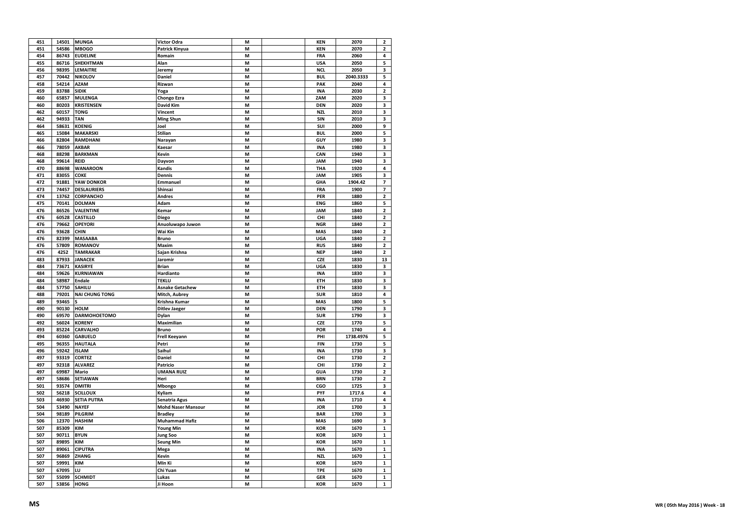| | | | | | | | | |
|---|---|---|---|---|---|---|---|---|
| 451 | 14501 | MUNGA | Victor Odra | M | | KEN | 2070 | 2 |
| 451 | 54586 | MBOGO | Patrick Kinyua | M | | KEN | 2070 | 2 |
| 454 | 86743 | EUDELINE | Romain | M | | FRA | 2060 | 4 |
| 455 | 86716 | SHEKHTMAN | Alan | M | | USA | 2050 | 5 |
| 456 | 98395 | LEMAITRE | Jeremy | M | | NCL | 2050 | 3 |
| 457 | 70442 | NIKOLOV | Daniel | M | | BUL | 2040.3333 | 5 |
| 458 | 54214 | AZAM | Rizwan | M | | PAK | 2040 | 4 |
| 459 | 83788 | SIDIK | Yoga | M | | INA | 2030 | 2 |
| 460 | 65857 | MULENGA | Chongo Ezra | M | | ZAM | 2020 | 3 |
| 460 | 80203 | KRISTENSEN | David Kim | M | | DEN | 2020 | 3 |
| 462 | 60157 | TONG | Vincent | M | | NZL | 2010 | 3 |
| 462 | 94933 | TAN | Ming Shun | M | | SIN | 2010 | 3 |
| 464 | 58631 | KOENIG | Joel | M | | SUI | 2000 | 9 |
| 465 | 15084 | MAKARSKI | Stilian | M | | BUL | 2000 | 5 |
| 466 | 82804 | RAMDHANI | Narayan | M | | GUY | 1980 | 3 |
| 466 | 78059 | AKBAR | Kaesar | M | | INA | 1980 | 3 |
| 468 | 88298 | BARKMAN | Kevin | M | | CAN | 1940 | 3 |
| 468 | 99614 | REID | Dayvon | M | | JAM | 1940 | 3 |
| 470 | 88698 | WANAROON | Kandis | M | | THA | 1920 | 4 |
| 471 | 83055 | COKE | Dennis | M | | JAM | 1905 | 3 |
| 472 | 91881 | YAW DONKOR | Emmanuel | M | | GHA | 1904.42 | 7 |
| 473 | 74457 | DESLAURIERS | Shinsai | M | | FRA | 1900 | 7 |
| 474 | 13762 | CORPANCHO | Andres | M | | PER | 1880 | 2 |
| 475 | 70141 | DOLMAN | Adam | M | | ENG | 1860 | 5 |
| 476 | 86526 | VALENTINE | Kemar | M | | JAM | 1840 | 2 |
| 476 | 60528 | CASTILLO | Diego | M | | CHI | 1840 | 2 |
| 476 | 79662 | OPEYORI | Anuoluwapo Juwon | M | | NGR | 1840 | 2 |
| 476 | 93628 | CHIN | Wai Kin | M | | MAS | 1840 | 2 |
| 476 | 82399 | MASAABA | Bruno | M | | UGA | 1840 | 2 |
| 476 | 57809 | ROMANOV | Maxim | M | | RUS | 1840 | 2 |
| 476 | 4252 | TAMRAKAR | Sajan Krishna | M | | NEP | 1840 | 2 |
| 483 | 87933 | JANACEK | Jaromir | M | | CZE | 1830 | 13 |
| 484 | 73671 | KASIRYE | Brian | M | | UGA | 1830 | 3 |
| 484 | 59626 | KURNIAWAN | Hardianto | M | | INA | 1830 | 3 |
| 484 | 58987 | Endale | TEKLU | M | | ETH | 1830 | 3 |
| 484 | 57750 | SAHILU | Asnake Getachew | M | | ETH | 1830 | 3 |
| 488 | 79201 | NAI CHUNG TONG | Mitch, Aubrey | M | | SUR | 1810 | 4 |
| 489 | 93465 | S | Krishna Kumar | M | | MAS | 1800 | 5 |
| 490 | 90130 | HOLM | Ditlev Jaeger | M | | DEN | 1790 | 3 |
| 490 | 69570 | DARMOHOETOMO | Dylan | M | | SUR | 1790 | 3 |
| 492 | 56024 | KORENY | Maximilian | M | | CZE | 1770 | 5 |
| 493 | 85224 | CARVALHO | Bruno | M | | POR | 1740 | 4 |
| 494 | 60360 | GABUELO | Frell Keeyann | M | | PHI | 1738.4976 | 5 |
| 495 | 96355 | HAUTALA | Petri | M | | FIN | 1730 | 5 |
| 496 | 59242 | ISLAM | Saihul | M | | INA | 1730 | 3 |
| 497 | 93319 | CORTEZ | Daniel | M | | CHI | 1730 | 2 |
| 497 | 92318 | ALVAREZ | Patricio | M | | CHI | 1730 | 2 |
| 497 | 69987 | Mario | UMANA RUIZ | M | | GUA | 1730 | 2 |
| 497 | 58686 | SETIAWAN | Heri | M | | BRN | 1730 | 2 |
| 501 | 93574 | DMITRI | Mbongo | M | | CGO | 1725 | 3 |
| 502 | 56218 | SCILLOUX | Kyliam | M | | PYF | 1717.6 | 4 |
| 503 | 46930 | SETIA PUTRA | Senatria Agus | M | | INA | 1710 | 4 |
| 504 | 53490 | NAYEF | Mohd Naser Mansour | M | | JOR | 1700 | 3 |
| 504 | 98189 | PILGRIM | Bradley | M | | BAR | 1700 | 3 |
| 506 | 12370 | HASHIM | Muhammad Hafiz | M | | MAS | 1690 | 3 |
| 507 | 85309 | KIM | Young Min | M | | KOR | 1670 | 1 |
| 507 | 90711 | BYUN | Jung Soo | M | | KOR | 1670 | 1 |
| 507 | 89895 | KIM | Seung Min | M | | KOR | 1670 | 1 |
| 507 | 89061 | CIPUTRA | Mega | M | | INA | 1670 | 1 |
| 507 | 96869 | ZHANG | Kevin | M | | NZL | 1670 | 1 |
| 507 | 59991 | KIM | MIn Ki | M | | KOR | 1670 | 1 |
| 507 | 67095 | LU | Chi Yuan | M | | TPE | 1670 | 1 |
| 507 | 55099 | SCHMIDT | Lukas | M | | GER | 1670 | 1 |
| 507 | 53856 | HONG | Ji Hoon | M | | KOR | 1670 | 1 |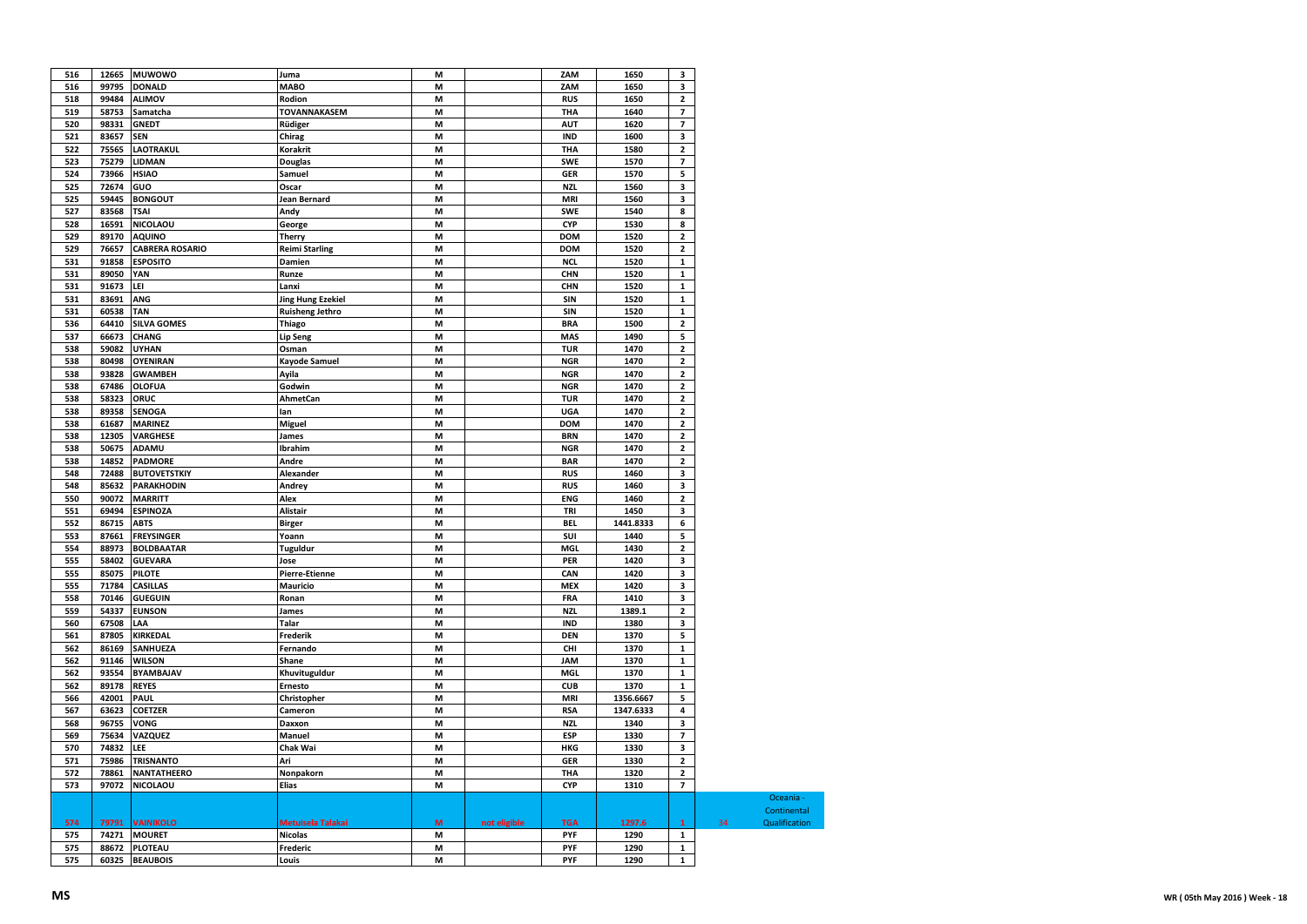| | | | | | | | | | | |
|---|---|---|---|---|---|---|---|---|---|---|
| 516 | 12665 | MUWOWO | Juma | M | | ZAM | 1650 | 3 | | |
| 516 | 99795 | DONALD | MABO | M | | ZAM | 1650 | 3 | | |
| 518 | 99484 | ALIMOV | Rodion | M | | RUS | 1650 | 2 | | |
| 519 | 58753 | Samatcha | TOVANNAKASEM | M | | THA | 1640 | 7 | | |
| 520 | 98331 | GNEDT | Rüdiger | M | | AUT | 1620 | 7 | | |
| 521 | 83657 | SEN | Chirag | M | | IND | 1600 | 3 | | |
| 522 | 75565 | LAOTRAKUL | Korakrit | M | | THA | 1580 | 2 | | |
| 523 | 75279 | LIDMAN | Douglas | M | | SWE | 1570 | 7 | | |
| 524 | 73966 | HSIAO | Samuel | M | | GER | 1570 | 5 | | |
| 525 | 72674 | GUO | Oscar | M | | NZL | 1560 | 3 | | |
| 525 | 59445 | BONGOUT | Jean Bernard | M | | MRI | 1560 | 3 | | |
| 527 | 83568 | TSAI | Andy | M | | SWE | 1540 | 8 | | |
| 528 | 16591 | NICOLAOU | George | M | | CYP | 1530 | 8 | | |
| 529 | 89170 | AQUINO | Therry | M | | DOM | 1520 | 2 | | |
| 529 | 76657 | CABRERA ROSARIO | Reimi Starling | M | | DOM | 1520 | 2 | | |
| 531 | 91858 | ESPOSITO | Damien | M | | NCL | 1520 | 1 | | |
| 531 | 89050 | YAN | Runze | M | | CHN | 1520 | 1 | | |
| 531 | 91673 | LEI | Lanxi | M | | CHN | 1520 | 1 | | |
| 531 | 83691 | ANG | Jing Hung Ezekiel | M | | SIN | 1520 | 1 | | |
| 531 | 60538 | TAN | Ruisheng Jethro | M | | SIN | 1520 | 1 | | |
| 536 | 64410 | SILVA GOMES | Thiago | M | | BRA | 1500 | 2 | | |
| 537 | 66673 | CHANG | Lip Seng | M | | MAS | 1490 | 5 | | |
| 538 | 59082 | UYHAN | Osman | M | | TUR | 1470 | 2 | | |
| 538 | 80498 | OYENIRAN | Kayode Samuel | M | | NGR | 1470 | 2 | | |
| 538 | 93828 | GWAMBEH | Ayila | M | | NGR | 1470 | 2 | | |
| 538 | 67486 | OLOFUA | Godwin | M | | NGR | 1470 | 2 | | |
| 538 | 58323 | ORUC | AhmetCan | M | | TUR | 1470 | 2 | | |
| 538 | 89358 | SENOGA | Ian | M | | UGA | 1470 | 2 | | |
| 538 | 61687 | MARINEZ | Miguel | M | | DOM | 1470 | 2 | | |
| 538 | 12305 | VARGHESE | James | M | | BRN | 1470 | 2 | | |
| 538 | 50675 | ADAMU | Ibrahim | M | | NGR | 1470 | 2 | | |
| 538 | 14852 | PADMORE | Andre | M | | BAR | 1470 | 2 | | |
| 548 | 72488 | BUTOVETSTKIY | Alexander | M | | RUS | 1460 | 3 | | |
| 548 | 85632 | PARAKHODIN | Andrey | M | | RUS | 1460 | 3 | | |
| 550 | 90072 | MARRITT | Alex | M | | ENG | 1460 | 2 | | |
| 551 | 69494 | ESPINOZA | Alistair | M | | TRI | 1450 | 3 | | |
| 552 | 86715 | ABTS | Birger | M | | BEL | 1441.8333 | 6 | | |
| 553 | 87661 | FREYSINGER | Yoann | M | | SUI | 1440 | 5 | | |
| 554 | 88973 | BOLDBAATAR | Tuguldur | M | | MGL | 1430 | 2 | | |
| 555 | 58402 | GUEVARA | Jose | M | | PER | 1420 | 3 | | |
| 555 | 85075 | PILOTE | Pierre-Etienne | M | | CAN | 1420 | 3 | | |
| 555 | 71784 | CASILLAS | Mauricio | M | | MEX | 1420 | 3 | | |
| 558 | 70146 | GUEGUIN | Ronan | M | | FRA | 1410 | 3 | | |
| 559 | 54337 | EUNSON | James | M | | NZL | 1389.1 | 2 | | |
| 560 | 67508 | LAA | Talar | M | | IND | 1380 | 3 | | |
| 561 | 87805 | KIRKEDAL | Frederik | M | | DEN | 1370 | 5 | | |
| 562 | 86169 | SANHUEZA | Fernando | M | | CHI | 1370 | 1 | | |
| 562 | 91146 | WILSON | Shane | M | | JAM | 1370 | 1 | | |
| 562 | 93554 | BYAMBAJAV | Khuvituguldur | M | | MGL | 1370 | 1 | | |
| 562 | 89178 | REYES | Ernesto | M | | CUB | 1370 | 1 | | |
| 566 | 42001 | PAUL | Christopher | M | | MRI | 1356.6667 | 5 | | |
| 567 | 63623 | COETZER | Cameron | M | | RSA | 1347.6333 | 4 | | |
| 568 | 96755 | VONG | Daxxon | M | | NZL | 1340 | 3 | | |
| 569 | 75634 | VAZQUEZ | Manuel | M | | ESP | 1330 | 7 | | |
| 570 | 74832 | LEE | Chak Wai | M | | HKG | 1330 | 3 | | |
| 571 | 75986 | TRISNANTO | Ari | M | | GER | 1330 | 2 | | |
| 572 | 78861 | NANTATHEERO | Nonpakorn | M | | THA | 1320 | 2 | | |
| 573 | 97072 | NICOLAOU | Elias | M | | CYP | 1310 | 7 | | |
| 574 | 79791 | VAINIKOLO | Metuisela Talakai | M | not eligible | TGA | 1297.6 | 1 | 34 | Oceania - Continental Qualification |
| 575 | 74271 | MOURET | Nicolas | M | | PYF | 1290 | 1 | | |
| 575 | 88672 | PLOTEAU | Frederic | M | | PYF | 1290 | 1 | | |
| 575 | 60325 | BEAUBOIS | Louis | M | | PYF | 1290 | 1 | | |

MS

WR ( 05th May 2016 ) Week - 18